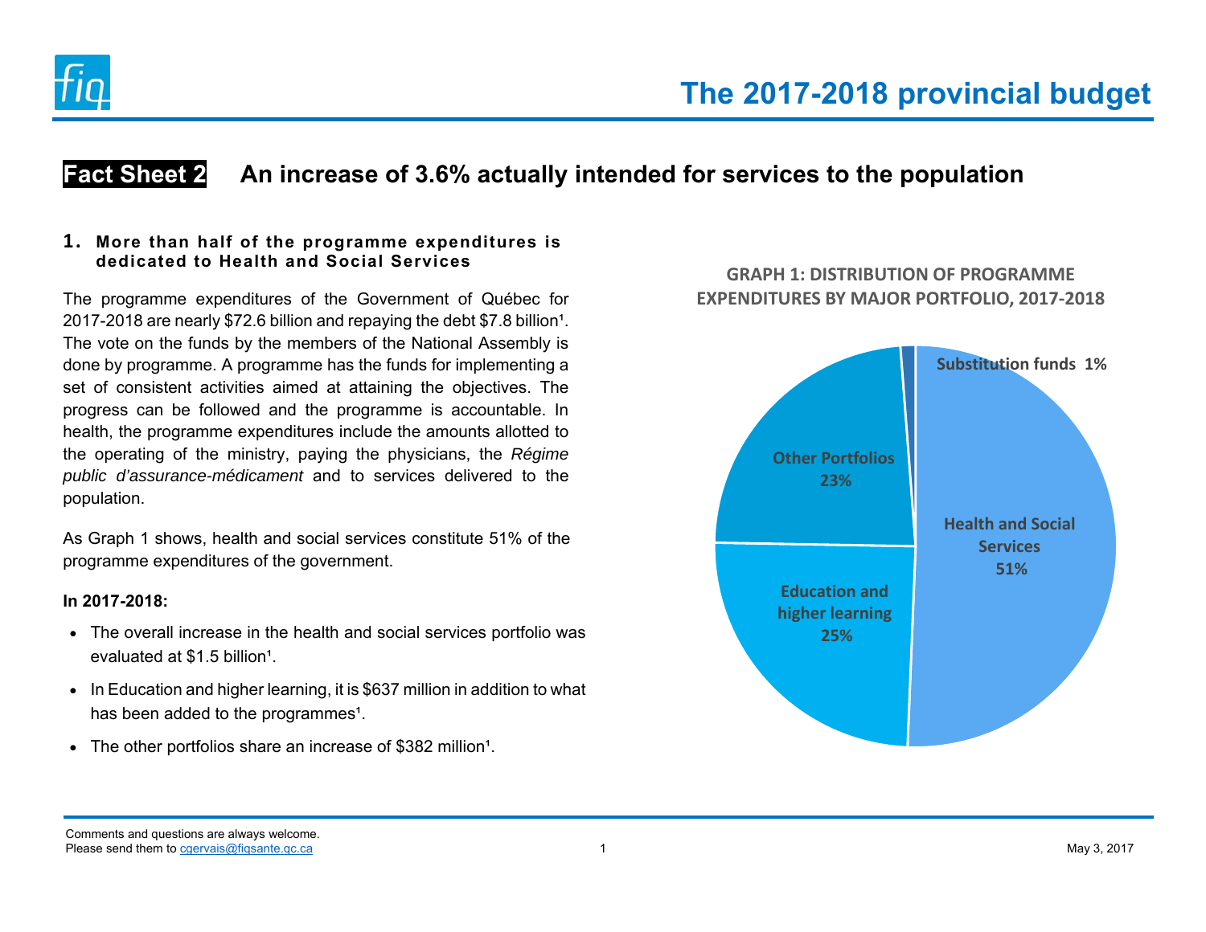# The 2017-2018 provincial budget

## Fact Sheet 2 An increase of 3.6% actually intended for services to the population

### 1. More than half of the programme expenditures is dedicated to Health and Social Services

The programme expenditures of the Government of Québec for 2017-2018 are nearly $72.6 billion and repaying the debt $7.8 billion[1]. The vote on the funds by the members of the National Assembly is done by programme. A programme has the funds for implementing a set of consistent activities aimed at attaining the objectives. The progress can be followed and the programme is accountable. In health, the programme expenditures include the amounts allotted to the operating of the ministry, paying the physicians, the *Régime public d'assurance-médicament* and to services delivered to the population.

As Graph 1 shows, health and social services constitute 51% of the programme expenditures of the government.

**In 2017-2018:**

- The overall increase in the health and social services portfolio was evaluated at $1.5 billion[1].
- In Education and higher learning, it is $637 million in addition to what has been added to the programmes[1].
- The other portfolios share an increase of $382 million[1].

**GRAPH 1: DISTRIBUTION OF PROGRAMME EXPENDITURES BY MAJOR PORTFOLIO, 2017-2018**

| Portfolio | Share |
|---|---|
| Health and Social Services | 51% |
| Education and higher learning | 25% |
| Other Portfolios | 23% |
| Substitution funds | 1% |

Comments and questions are always welcome.
Please send them to cgervais@fiqsante.qc.ca

May 3, 2017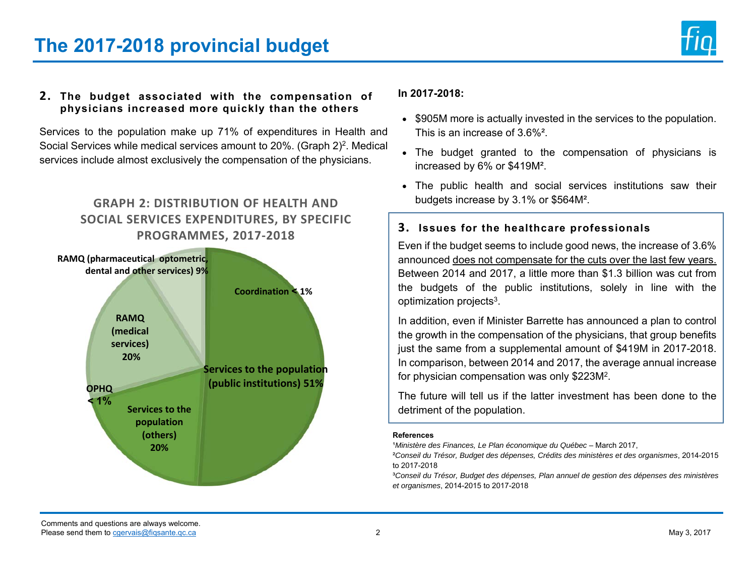# The 2017-2018 provincial budget

## 2. The budget associated with the compensation of physicians increased more quickly than the others

Services to the population make up 71% of expenditures in Health and Social Services while medical services amount to 20%. (Graph 2)[2]. Medical services include almost exclusively the compensation of the physicians.

**GRAPH 2: DISTRIBUTION OF HEALTH AND SOCIAL SERVICES EXPENDITURES, BY SPECIFIC PROGRAMMES, 2017-2018**

RAMQ (pharmaceutical optometric, dental and other services) 9%

Coordination < 1%

RAMQ (medical services) 20%

Services to the population (public institutions) 51%

OPHQ < 1%

Services to the population (others) 20%

**In 2017-2018:**

- $905M more is actually invested in the services to the population. This is an increase of 3.6%[2].
- The budget granted to the compensation of physicians is increased by 6% or $419M[2].
- The public health and social services institutions saw their budgets increase by 3.1% or $564M[2].

## 3. Issues for the healthcare professionals

Even if the budget seems to include good news, the increase of 3.6% announced does not compensate for the cuts over the last few years. Between 2014 and 2017, a little more than $1.3 billion was cut from the budgets of the public institutions, solely in line with the optimization projects[3].

In addition, even if Minister Barrette has announced a plan to control the growth in the compensation of the physicians, that group benefits just the same from a supplemental amount of $419M in 2017-2018. In comparison, between 2014 and 2017, the average annual increase for physician compensation was only $223M[2].

The future will tell us if the latter investment has been done to the detriment of the population.

**References**

[1] *Ministère des Finances, Le Plan économique du Québec* – March 2017,

[2] *Conseil du Trésor, Budget des dépenses, Crédits des ministères et des organismes*, 2014-2015 to 2017-2018

[3] *Conseil du Trésor, Budget des dépenses, Plan annuel de gestion des dépenses des ministères et organismes*, 2014-2015 to 2017-2018

Comments and questions are always welcome.
Please send them to cgervais@fiqsante.qc.ca

May 3, 2017